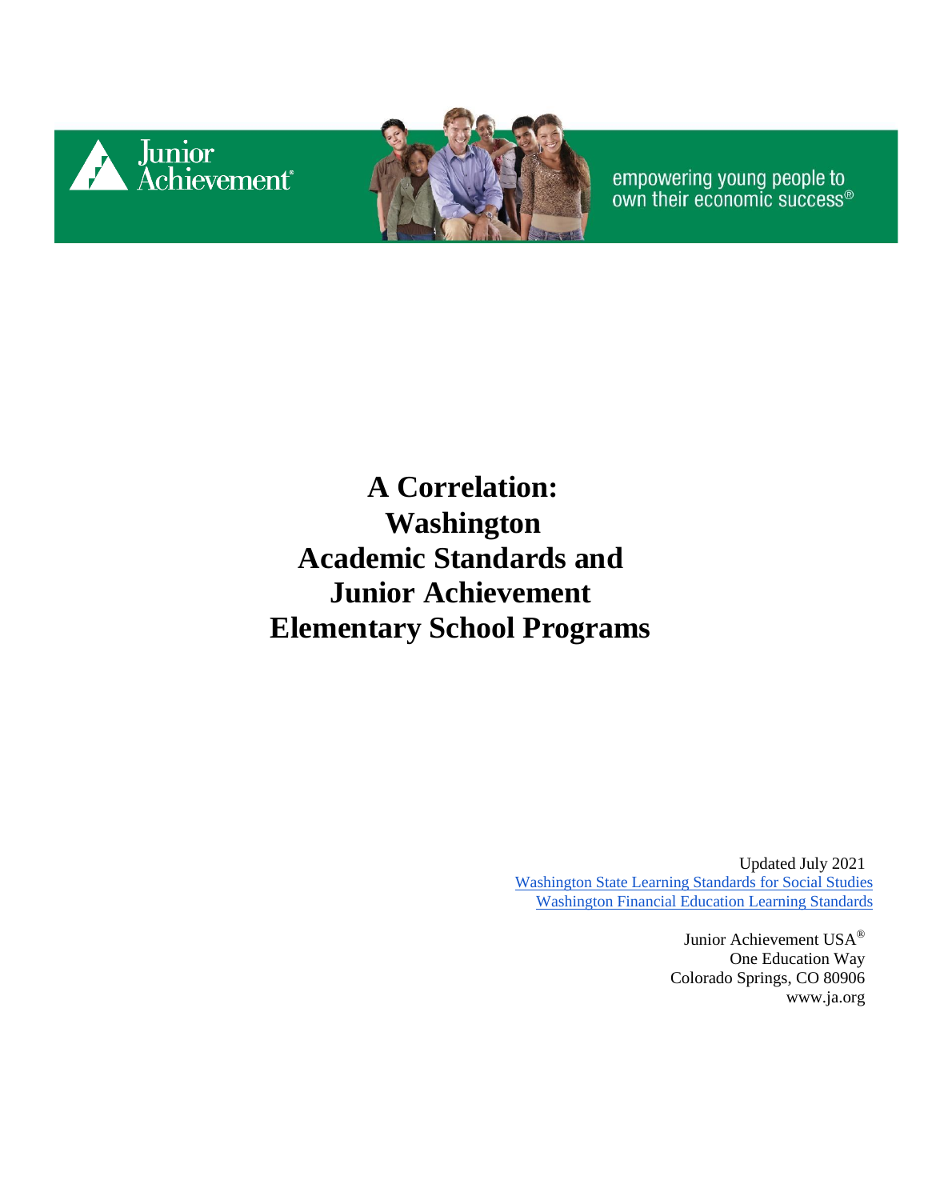Junior Achievement®

empowering young people to own their economic success®

# A Correlation: Washington Academic Standards and Junior Achievement Elementary School Programs

Updated July 2021
[Washington State Learning Standards for Social Studies]
[Washington Financial Education Learning Standards]

Junior Achievement USA®
One Education Way
Colorado Springs, CO 80906
www.ja.org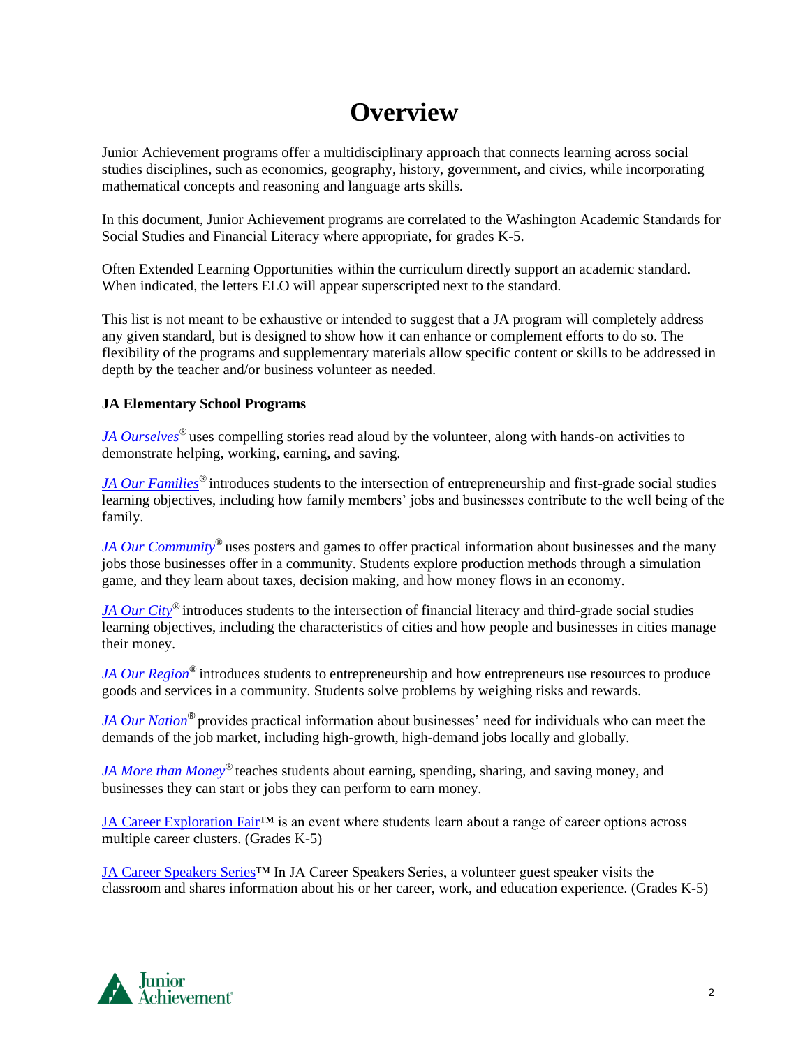# Overview

Junior Achievement programs offer a multidisciplinary approach that connects learning across social studies disciplines, such as economics, geography, history, government, and civics, while incorporating mathematical concepts and reasoning and language arts skills.

In this document, Junior Achievement programs are correlated to the Washington Academic Standards for Social Studies and Financial Literacy where appropriate, for grades K-5.

Often Extended Learning Opportunities within the curriculum directly support an academic standard. When indicated, the letters ELO will appear superscripted next to the standard.

This list is not meant to be exhaustive or intended to suggest that a JA program will completely address any given standard, but is designed to show how it can enhance or complement efforts to do so. The flexibility of the programs and supplementary materials allow specific content or skills to be addressed in depth by the teacher and/or business volunteer as needed.

**JA Elementary School Programs**

*JA Ourselves*® uses compelling stories read aloud by the volunteer, along with hands-on activities to demonstrate helping, working, earning, and saving.

*JA Our Families*® introduces students to the intersection of entrepreneurship and first-grade social studies learning objectives, including how family members' jobs and businesses contribute to the well being of the family.

*JA Our Community*® uses posters and games to offer practical information about businesses and the many jobs those businesses offer in a community. Students explore production methods through a simulation game, and they learn about taxes, decision making, and how money flows in an economy.

*JA Our City*® introduces students to the intersection of financial literacy and third-grade social studies learning objectives, including the characteristics of cities and how people and businesses in cities manage their money.

*JA Our Region*® introduces students to entrepreneurship and how entrepreneurs use resources to produce goods and services in a community. Students solve problems by weighing risks and rewards.

*JA Our Nation*® provides practical information about businesses' need for individuals who can meet the demands of the job market, including high-growth, high-demand jobs locally and globally.

*JA More than Money*® teaches students about earning, spending, sharing, and saving money, and businesses they can start or jobs they can perform to earn money.

JA Career Exploration Fair™ is an event where students learn about a range of career options across multiple career clusters. (Grades K-5)

JA Career Speakers Series™ In JA Career Speakers Series, a volunteer guest speaker visits the classroom and shares information about his or her career, work, and education experience. (Grades K-5)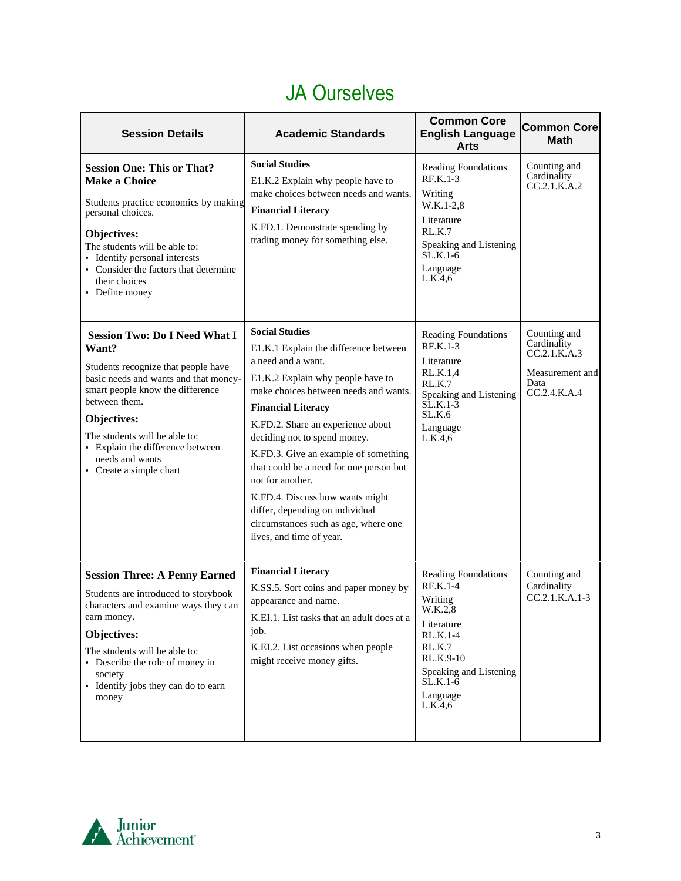# JA Ourselves

| Session Details | Academic Standards | Common Core English Language Arts | Common Core Math |
|---|---|---|---|
| **Session One: This or That? Make a Choice**<br><br>Students practice economics by making personal choices.<br><br>**Objectives:**<br>The students will be able to:<br>▪ Identify personal interests<br>▪ Consider the factors that determine their choices<br>▪ Define money | **Social Studies**<br>E1.K.2 Explain why people have to make choices between needs and wants.<br>**Financial Literacy**<br>K.FD.1. Demonstrate spending by trading money for something else. | Reading Foundations<br>RF.K.1-3<br>Writing<br>W.K.1-2,8<br>Literature<br>RL.K.7<br>Speaking and Listening<br>SL.K.1-6<br>Language<br>L.K.4,6 | Counting and Cardinality<br>CC.2.1.K.A.2 |
| **Session Two: Do I Need What I Want?**<br><br>Students recognize that people have basic needs and wants and that money-smart people know the difference between them.<br><br>**Objectives:**<br>The students will be able to:<br>▪ Explain the difference between needs and wants<br>▪ Create a simple chart | **Social Studies**<br>E1.K.1 Explain the difference between a need and a want.<br>E1.K.2 Explain why people have to make choices between needs and wants.<br>**Financial Literacy**<br>K.FD.2. Share an experience about deciding not to spend money.<br>K.FD.3. Give an example of something that could be a need for one person but not for another.<br>K.FD.4. Discuss how wants might differ, depending on individual circumstances such as age, where one lives, and time of year. | Reading Foundations<br>RF.K.1-3<br>Literature<br>RL.K.1,4<br>RL.K.7<br>Speaking and Listening<br>SL.K.1-3<br>SL.K.6<br>Language<br>L.K.4,6 | Counting and Cardinality<br>CC.2.1.K.A.3<br><br>Measurement and Data<br>CC.2.4.K.A.4 |
| **Session Three: A Penny Earned**<br><br>Students are introduced to storybook characters and examine ways they can earn money.<br><br>**Objectives:**<br>The students will be able to:<br>▪ Describe the role of money in society<br>▪ Identify jobs they can do to earn money | **Financial Literacy**<br>K.SS.5. Sort coins and paper money by appearance and name.<br>K.EI.1. List tasks that an adult does at a job.<br>K.EI.2. List occasions when people might receive money gifts. | Reading Foundations<br>RF.K.1-4<br>Writing<br>W.K.2,8<br>Literature<br>RL.K.1-4<br>RL.K.7<br>RL.K.9-10<br>Speaking and Listening<br>SL.K.1-6<br>Language<br>L.K.4,6 | Counting and Cardinality<br>CC.2.1.K.A.1-3 |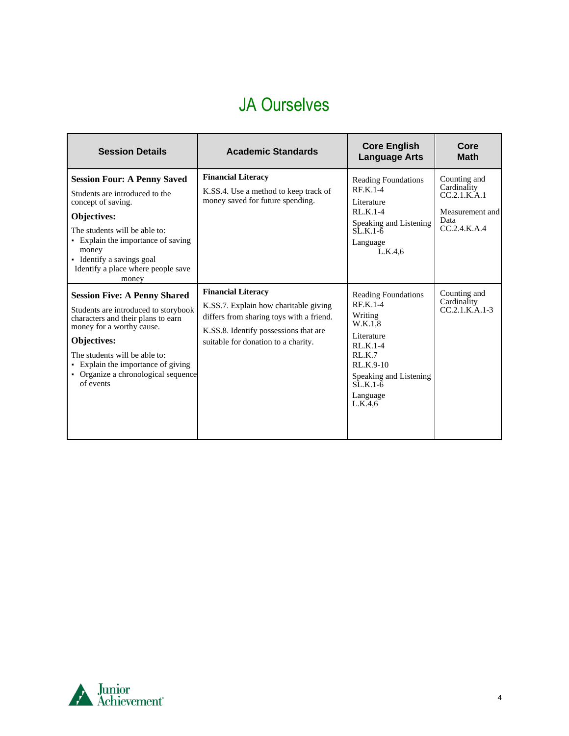# JA Ourselves

| Session Details | Academic Standards | Core English Language Arts | Core Math |
|---|---|---|---|
| **Session Four: A Penny Saved**<br>Students are introduced to the concept of saving.<br>**Objectives:**<br>The students will be able to:<br>▪ Explain the importance of saving money<br>▪ Identify a savings goal<br>Identify a place where people save money | **Financial Literacy**<br>K.SS.4. Use a method to keep track of money saved for future spending. | Reading Foundations<br>RF.K.1-4<br>Literature<br>RL.K.1-4<br>Speaking and Listening<br>SL.K.1-6<br>Language<br>L.K.4,6 | Counting and Cardinality<br>CC.2.1.K.A.1<br>Measurement and Data<br>CC.2.4.K.A.4 |
| **Session Five: A Penny Shared**<br>Students are introduced to storybook characters and their plans to earn money for a worthy cause.<br>**Objectives:**<br>The students will be able to:<br>▪ Explain the importance of giving<br>▪ Organize a chronological sequence of events | **Financial Literacy**<br>K.SS.7. Explain how charitable giving differs from sharing toys with a friend.<br>K.SS.8. Identify possessions that are suitable for donation to a charity. | Reading Foundations<br>RF.K.1-4<br>Writing<br>W.K.1,8<br>Literature<br>RL.K.1-4<br>RL.K.7<br>RL.K.9-10<br>Speaking and Listening<br>SL.K.1-6<br>Language<br>L.K.4,6 | Counting and Cardinality<br>CC.2.1.K.A.1-3 |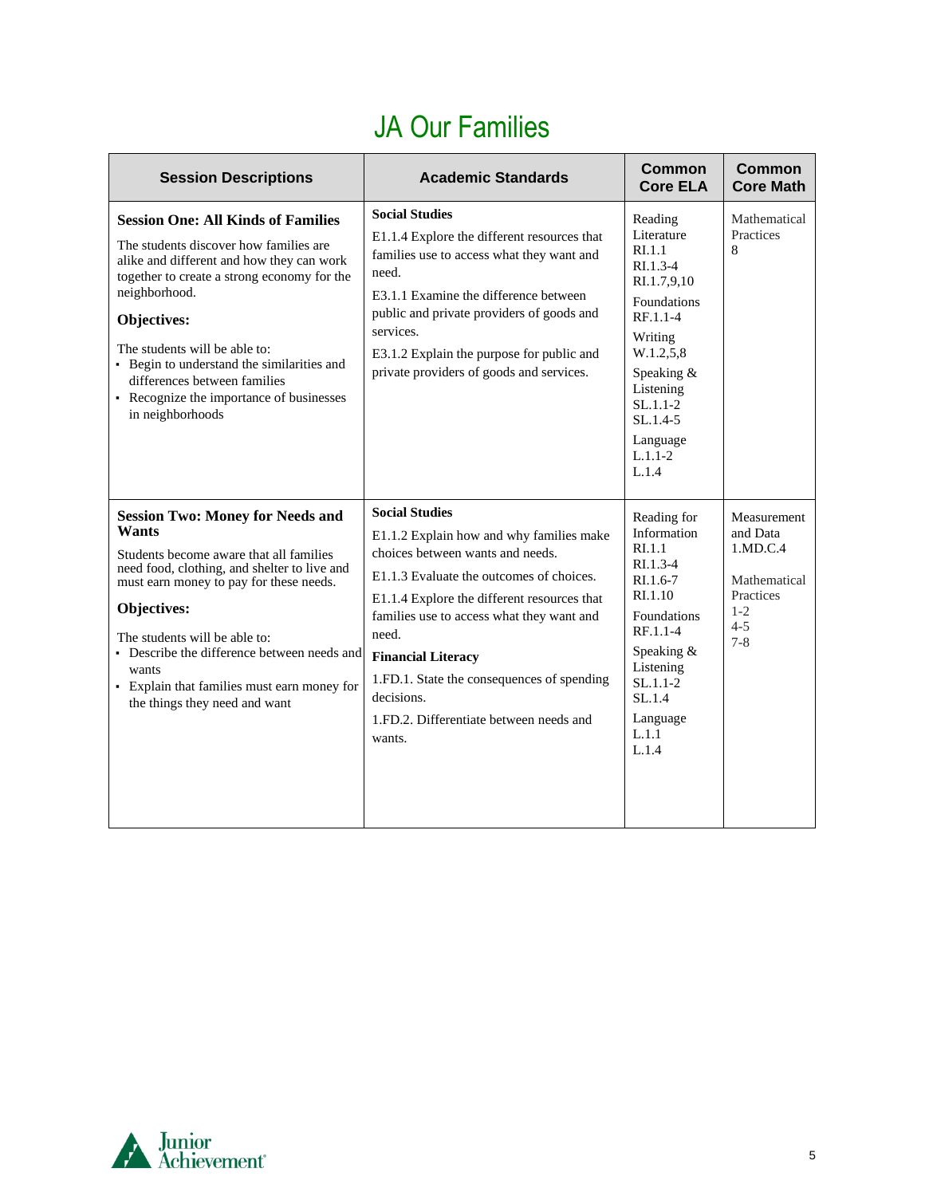# JA Our Families

| Session Descriptions | Academic Standards | Common Core ELA | Common Core Math |
|---|---|---|---|
| **Session One: All Kinds of Families**<br><br>The students discover how families are alike and different and how they can work together to create a strong economy for the neighborhood.<br><br>**Objectives:**<br><br>The students will be able to:<br>▪ Begin to understand the similarities and differences between families<br>▪ Recognize the importance of businesses in neighborhoods | **Social Studies**<br><br>E1.1.4 Explore the different resources that families use to access what they want and need.<br><br>E3.1.1 Examine the difference between public and private providers of goods and services.<br><br>E3.1.2 Explain the purpose for public and private providers of goods and services. | Reading Literature<br>RI.1.1<br>RI.1.3-4<br>RI.1.7,9,10<br><br>Foundations<br>RF.1.1-4<br><br>Writing<br>W.1.2,5,8<br><br>Speaking & Listening<br>SL.1.1-2<br>SL.1.4-5<br><br>Language<br>L.1.1-2<br>L.1.4 | Mathematical Practices<br>8 |
| **Session Two: Money for Needs and Wants**<br><br>Students become aware that all families need food, clothing, and shelter to live and must earn money to pay for these needs.<br><br>**Objectives:**<br><br>The students will be able to:<br>▪ Describe the difference between needs and wants<br>▪ Explain that families must earn money for the things they need and want | **Social Studies**<br><br>E1.1.2 Explain how and why families make choices between wants and needs.<br><br>E1.1.3 Evaluate the outcomes of choices.<br><br>E1.1.4 Explore the different resources that families use to access what they want and need.<br><br>**Financial Literacy**<br><br>1.FD.1. State the consequences of spending decisions.<br><br>1.FD.2. Differentiate between needs and wants. | Reading for Information<br>RI.1.1<br>RI.1.3-4<br>RI.1.6-7<br>RI.1.10<br><br>Foundations<br>RF.1.1-4<br><br>Speaking & Listening<br>SL.1.1-2<br>SL.1.4<br><br>Language<br>L.1.1<br>L.1.4 | Measurement and Data<br>1.MD.C.4<br><br>Mathematical Practices<br>1-2<br>4-5<br>7-8 |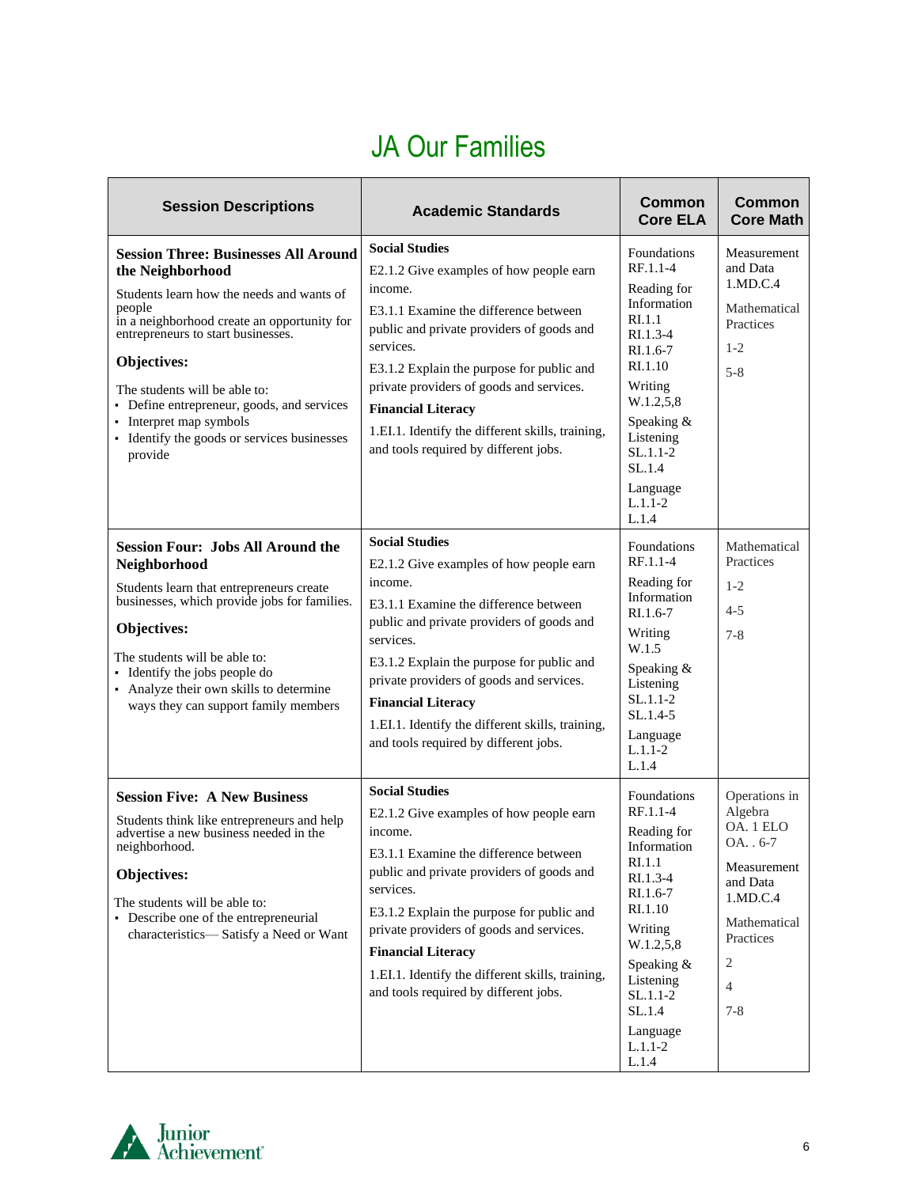# JA Our Families

| Session Descriptions | Academic Standards | Common Core ELA | Common Core Math |
|---|---|---|---|
| **Session Three: Businesses All Around the Neighborhood**<br>Students learn how the needs and wants of people in a neighborhood create an opportunity for entrepreneurs to start businesses.<br>**Objectives:**<br>The students will be able to:<br>▪ Define entrepreneur, goods, and services<br>▪ Interpret map symbols<br>▪ Identify the goods or services businesses provide | **Social Studies**<br>E2.1.2 Give examples of how people earn income.<br>E3.1.1 Examine the difference between public and private providers of goods and services.<br>E3.1.2 Explain the purpose for public and private providers of goods and services.<br>**Financial Literacy**<br>1.EI.1. Identify the different skills, training, and tools required by different jobs. | Foundations<br>RF.1.1-4<br>Reading for Information<br>RI.1.1<br>RI.1.3-4<br>RI.1.6-7<br>RI.1.10<br>Writing<br>W.1.2,5,8<br>Speaking & Listening<br>SL.1.1-2<br>SL.1.4<br>Language<br>L.1.1-2<br>L.1.4 | Measurement and Data<br>1.MD.C.4<br>Mathematical Practices<br>1-2<br>5-8 |
| **Session Four: Jobs All Around the Neighborhood**<br>Students learn that entrepreneurs create businesses, which provide jobs for families.<br>**Objectives:**<br>The students will be able to:<br>▪ Identify the jobs people do<br>▪ Analyze their own skills to determine ways they can support family members | **Social Studies**<br>E2.1.2 Give examples of how people earn income.<br>E3.1.1 Examine the difference between public and private providers of goods and services.<br>E3.1.2 Explain the purpose for public and private providers of goods and services.<br>**Financial Literacy**<br>1.EI.1. Identify the different skills, training, and tools required by different jobs. | Foundations<br>RF.1.1-4<br>Reading for Information<br>RI.1.6-7<br>Writing<br>W.1.5<br>Speaking & Listening<br>SL.1.1-2<br>SL.1.4-5<br>Language<br>L.1.1-2<br>L.1.4 | Mathematical Practices<br>1-2<br>4-5<br>7-8 |
| **Session Five: A New Business**<br>Students think like entrepreneurs and help advertise a new business needed in the neighborhood.<br>**Objectives:**<br>The students will be able to:<br>▪ Describe one of the entrepreneurial characteristics— Satisfy a Need or Want | **Social Studies**<br>E2.1.2 Give examples of how people earn income.<br>E3.1.1 Examine the difference between public and private providers of goods and services.<br>E3.1.2 Explain the purpose for public and private providers of goods and services.<br>**Financial Literacy**<br>1.EI.1. Identify the different skills, training, and tools required by different jobs. | Foundations<br>RF.1.1-4<br>Reading for Information<br>RI.1.1<br>RI.1.3-4<br>RI.1.6-7<br>RI.1.10<br>Writing<br>W.1.2,5,8<br>Speaking & Listening<br>SL.1.1-2<br>SL.1.4<br>Language<br>L.1.1-2<br>L.1.4 | Operations in Algebra<br>OA. 1 ELO<br>OA. . 6-7<br>Measurement and Data<br>1.MD.C.4<br>Mathematical Practices<br>2<br>4<br>7-8 |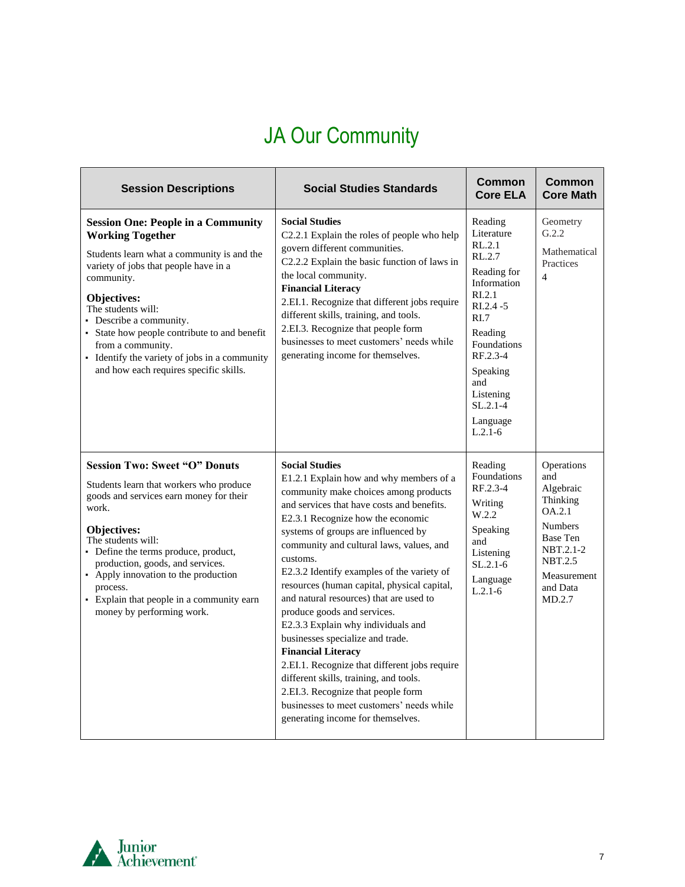# JA Our Community

| Session Descriptions | Social Studies Standards | Common Core ELA | Common Core Math |
|---|---|---|---|
| **Session One: People in a Community Working Together**<br><br>Students learn what a community is and the variety of jobs that people have in a community.<br><br>**Objectives:**<br>The students will:<br>▪ Describe a community.<br>▪ State how people contribute to and benefit from a community.<br>▪ Identify the variety of jobs in a community and how each requires specific skills. | **Social Studies**<br>C2.2.1 Explain the roles of people who help govern different communities.<br>C2.2.2 Explain the basic function of laws in the local community.<br>**Financial Literacy**<br>2.EI.1. Recognize that different jobs require different skills, training, and tools.<br>2.EI.3. Recognize that people form businesses to meet customers' needs while generating income for themselves. | Reading Literature<br>RL.2.1<br>RL.2.7<br><br>Reading for Information<br>RI.2.1<br>RI.2.4 -5<br>RI.7<br><br>Reading Foundations<br>RF.2.3-4<br><br>Speaking and Listening<br>SL.2.1-4<br><br>Language<br>L.2.1-6 | Geometry<br>G.2.2<br><br>Mathematical Practices<br>4 |
| **Session Two: Sweet "O" Donuts**<br><br>Students learn that workers who produce goods and services earn money for their work.<br><br>**Objectives:**<br>The students will:<br>▪ Define the terms produce, product, production, goods, and services.<br>▪ Apply innovation to the production process.<br>▪ Explain that people in a community earn money by performing work. | **Social Studies**<br>E1.2.1 Explain how and why members of a community make choices among products and services that have costs and benefits.<br>E2.3.1 Recognize how the economic systems of groups are influenced by community and cultural laws, values, and customs.<br>E2.3.2 Identify examples of the variety of resources (human capital, physical capital, and natural resources) that are used to produce goods and services.<br>E2.3.3 Explain why individuals and businesses specialize and trade.<br>**Financial Literacy**<br>2.EI.1. Recognize that different jobs require different skills, training, and tools.<br>2.EI.3. Recognize that people form businesses to meet customers' needs while generating income for themselves. | Reading Foundations<br>RF.2.3-4<br><br>Writing<br>W.2.2<br><br>Speaking and Listening<br>SL.2.1-6<br><br>Language<br>L.2.1-6 | Operations and Algebraic Thinking<br>OA.2.1<br><br>Numbers Base Ten<br>NBT.2.1-2<br>NBT.2.5<br><br>Measurement and Data<br>MD.2.7 |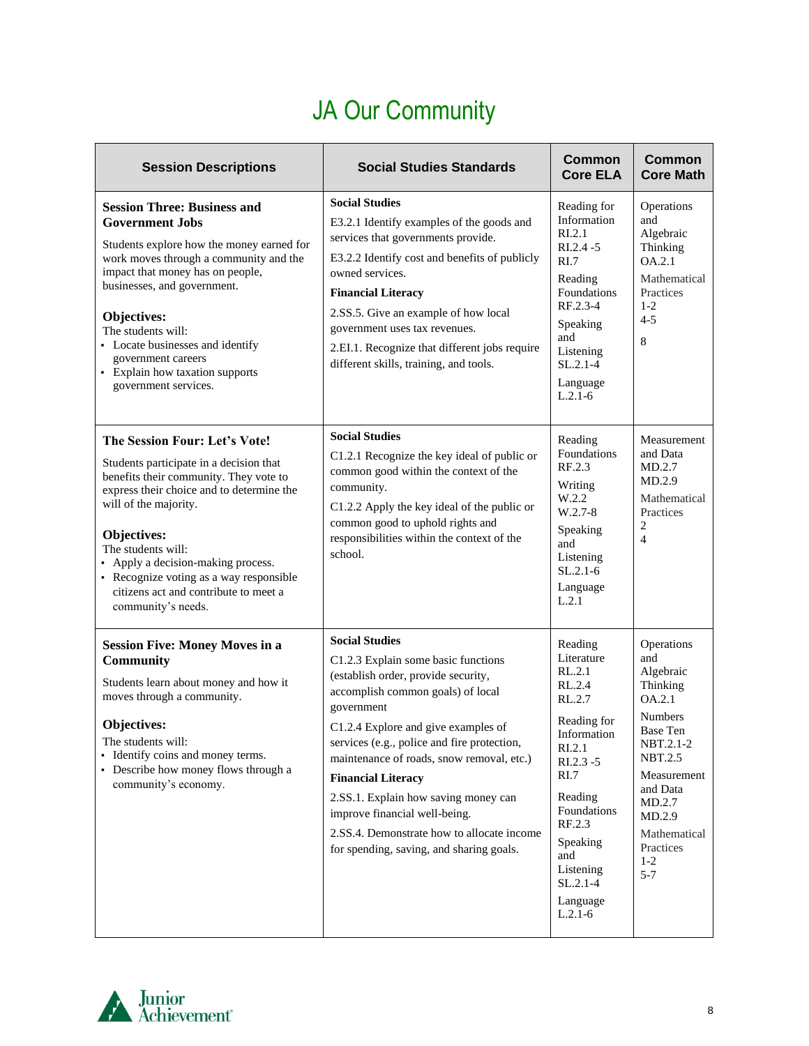# JA Our Community

| Session Descriptions | Social Studies Standards | Common Core ELA | Common Core Math |
|---|---|---|---|
| **Session Three: Business and Government Jobs**<br><br>Students explore how the money earned for work moves through a community and the impact that money has on people, businesses, and government.<br><br>**Objectives:**<br>The students will:<br>▪ Locate businesses and identify government careers<br>▪ Explain how taxation supports government services. | **Social Studies**<br>E3.2.1 Identify examples of the goods and services that governments provide.<br>E3.2.2 Identify cost and benefits of publicly owned services.<br>**Financial Literacy**<br>2.SS.5. Give an example of how local government uses tax revenues.<br>2.EI.1. Recognize that different jobs require different skills, training, and tools. | Reading for Information<br>RI.2.1<br>RI.2.4 -5<br>RI.7<br>Reading Foundations<br>RF.2.3-4<br>Speaking and Listening<br>SL.2.1-4<br>Language<br>L.2.1-6 | Operations and Algebraic Thinking<br>OA.2.1<br>Mathematical Practices<br>1-2<br>4-5<br>8 |
| **The Session Four: Let's Vote!**<br><br>Students participate in a decision that benefits their community. They vote to express their choice and to determine the will of the majority.<br><br>**Objectives:**<br>The students will:<br>▪ Apply a decision-making process.<br>▪ Recognize voting as a way responsible citizens act and contribute to meet a community's needs. | **Social Studies**<br>C1.2.1 Recognize the key ideal of public or common good within the context of the community.<br>C1.2.2 Apply the key ideal of the public or common good to uphold rights and responsibilities within the context of the school. | Reading Foundations<br>RF.2.3<br>Writing<br>W.2.2<br>W.2.7-8<br>Speaking and Listening<br>SL.2.1-6<br>Language<br>L.2.1 | Measurement and Data<br>MD.2.7<br>MD.2.9<br>Mathematical Practices<br>2<br>4 |
| **Session Five: Money Moves in a Community**<br><br>Students learn about money and how it moves through a community.<br><br>**Objectives:**<br>The students will:<br>▪ Identify coins and money terms.<br>▪ Describe how money flows through a community's economy. | **Social Studies**<br>C1.2.3 Explain some basic functions (establish order, provide security, accomplish common goals) of local government<br>C1.2.4 Explore and give examples of services (e.g., police and fire protection, maintenance of roads, snow removal, etc.)<br>**Financial Literacy**<br>2.SS.1. Explain how saving money can improve financial well-being.<br>2.SS.4. Demonstrate how to allocate income for spending, saving, and sharing goals. | Reading Literature<br>RL.2.1<br>RL.2.4<br>RL.2.7<br>Reading for Information<br>RI.2.1<br>RI.2.3 -5<br>RI.7<br>Reading Foundations<br>RF.2.3<br>Speaking and Listening<br>SL.2.1-4<br>Language<br>L.2.1-6 | Operations and Algebraic Thinking<br>OA.2.1<br>Numbers Base Ten<br>NBT.2.1-2<br>NBT.2.5<br>Measurement and Data<br>MD.2.7<br>MD.2.9<br>Mathematical Practices<br>1-2<br>5-7 |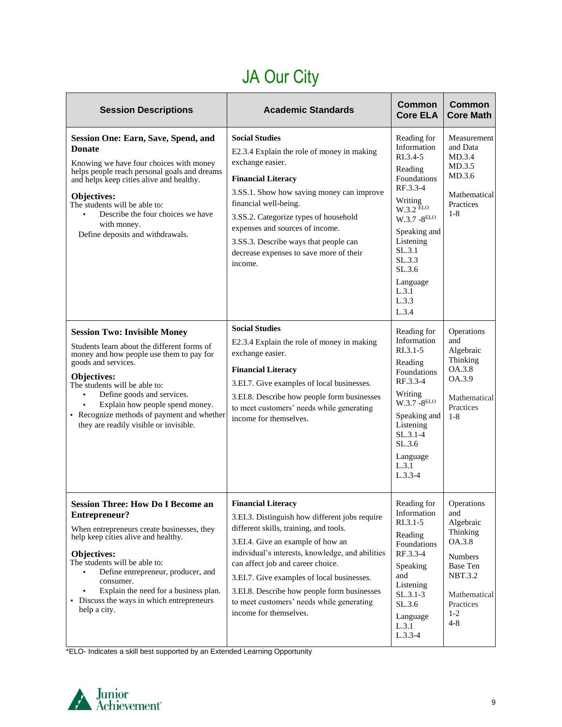# JA Our City

| Session Descriptions | Academic Standards | Common Core ELA | Common Core Math |
|---|---|---|---|
| **Session One: Earn, Save, Spend, and Donate**<br><br>Knowing we have four choices with money helps people reach personal goals and dreams and helps keep cities alive and healthy.<br><br>**Objectives:**<br>The students will be able to:<br>▪ Describe the four choices we have with money.<br>Define deposits and withdrawals. | **Social Studies**<br>E2.3.4 Explain the role of money in making exchange easier.<br><br>**Financial Literacy**<br>3.SS.1. Show how saving money can improve financial well-being.<br>3.SS.2. Categorize types of household expenses and sources of income.<br>3.SS.3. Describe ways that people can decrease expenses to save more of their income. | Reading for Information<br>RI.3.4-5<br>Reading Foundations<br>RF.3.3-4<br>Writing<br>W.3.2 ELO<br>W.3.7 -8ELO<br>Speaking and Listening<br>SL.3.1<br>SL.3.3<br>SL.3.6<br>Language<br>L.3.1<br>L.3.3<br>L.3.4 | Measurement and Data<br>MD.3.4<br>MD.3.5<br>MD.3.6<br><br>Mathematical Practices<br>1-8 |
| **Session Two: Invisible Money**<br><br>Students learn about the different forms of money and how people use them to pay for goods and services.<br><br>**Objectives:**<br>The students will be able to:<br>▪ Define goods and services.<br>▪ Explain how people spend money.<br>▪ Recognize methods of payment and whether they are readily visible or invisible. | **Social Studies**<br>E2.3.4 Explain the role of money in making exchange easier.<br><br>**Financial Literacy**<br>3.EI.7. Give examples of local businesses.<br>3.EI.8. Describe how people form businesses to meet customers' needs while generating income for themselves. | Reading for Information<br>RI.3.1-5<br>Reading Foundations<br>RF.3.3-4<br>Writing<br>W.3.7 -8ELO<br>Speaking and Listening<br>SL.3.1-4<br>SL.3.6<br>Language<br>L.3.1<br>L.3.3-4 | Operations and Algebraic Thinking<br>OA.3.8<br>OA.3.9<br><br>Mathematical Practices<br>1-8 |
| **Session Three: How Do I Become an Entrepreneur?**<br><br>When entrepreneurs create businesses, they help keep cities alive and healthy.<br><br>**Objectives:**<br>The students will be able to:<br>▪ Define entrepreneur, producer, and consumer.<br>▪ Explain the need for a business plan.<br>▪ Discuss the ways in which entrepreneurs help a city. | **Financial Literacy**<br>3.EI.3. Distinguish how different jobs require different skills, training, and tools.<br>3.EI.4. Give an example of how an individual's interests, knowledge, and abilities can affect job and career choice.<br>3.EI.7. Give examples of local businesses.<br>3.EI.8. Describe how people form businesses to meet customers' needs while generating income for themselves. | Reading for Information<br>RI.3.1-5<br>Reading Foundations<br>RF.3.3-4<br>Speaking and Listening<br>SL.3.1-3<br>SL.3.6<br>Language<br>L.3.1<br>L.3.3-4 | Operations and Algebraic Thinking<br>OA.3.8<br><br>Numbers Base Ten<br>NBT.3.2<br><br>Mathematical Practices<br>1-2<br>4-8 |

*ELO- Indicates a skill best supported by an Extended Learning Opportunity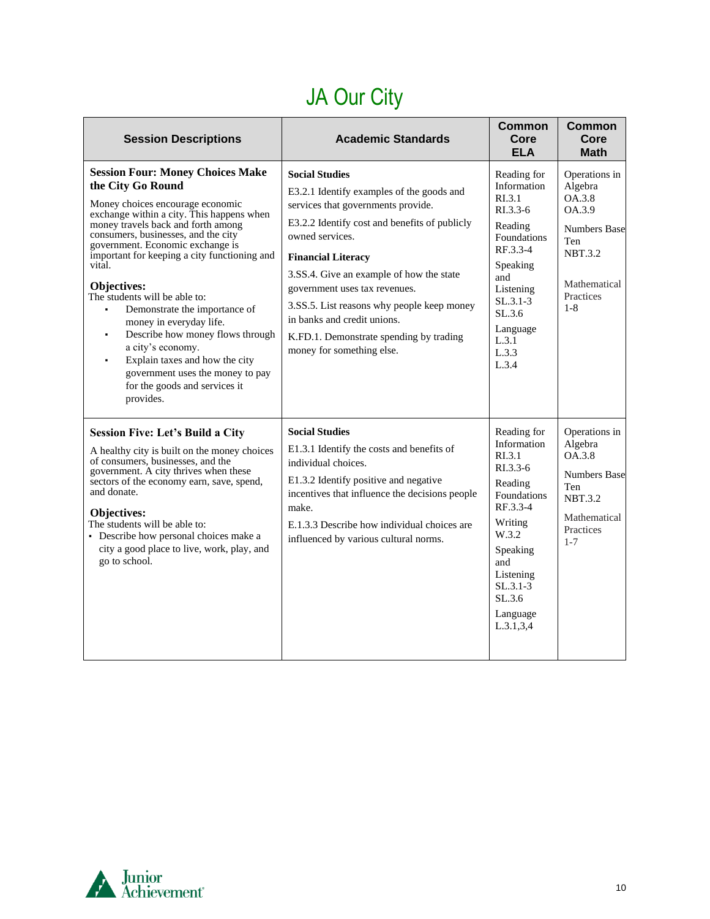# JA Our City

| Session Descriptions | Academic Standards | Common Core ELA | Common Core Math |
|---|---|---|---|
| **Session Four: Money Choices Make the City Go Round**<br><br>Money choices encourage economic exchange within a city. This happens when money travels back and forth among consumers, businesses, and the city government. Economic exchange is important for keeping a city functioning and vital.<br><br>**Objectives:**<br>The students will be able to:<br>▪ Demonstrate the importance of money in everyday life.<br>▪ Describe how money flows through a city's economy.<br>▪ Explain taxes and how the city government uses the money to pay for the goods and services it provides. | **Social Studies**<br>E3.2.1 Identify examples of the goods and services that governments provide.<br>E3.2.2 Identify cost and benefits of publicly owned services.<br><br>**Financial Literacy**<br>3.SS.4. Give an example of how the state government uses tax revenues.<br>3.SS.5. List reasons why people keep money in banks and credit unions.<br>K.FD.1. Demonstrate spending by trading money for something else. | Reading for Information<br>RI.3.1<br>RI.3.3-6<br>Reading Foundations<br>RF.3.3-4<br>Speaking and Listening<br>SL.3.1-3<br>SL.3.6<br>Language<br>L.3.1<br>L.3.3<br>L.3.4 | Operations in Algebra<br>OA.3.8<br>OA.3.9<br>Numbers Base Ten<br>NBT.3.2<br>Mathematical Practices<br>1-8 |
| **Session Five: Let's Build a City**<br><br>A healthy city is built on the money choices of consumers, businesses, and the government. A city thrives when these sectors of the economy earn, save, spend, and donate.<br><br>**Objectives:**<br>The students will be able to:<br>▪ Describe how personal choices make a city a good place to live, work, play, and go to school. | **Social Studies**<br>E1.3.1 Identify the costs and benefits of individual choices.<br>E1.3.2 Identify positive and negative incentives that influence the decisions people make.<br>E.1.3.3 Describe how individual choices are influenced by various cultural norms. | Reading for Information<br>RI.3.1<br>RI.3.3-6<br>Reading Foundations<br>RF.3.3-4<br>Writing<br>W.3.2<br>Speaking and Listening<br>SL.3.1-3<br>SL.3.6<br>Language<br>L.3.1,3,4 | Operations in Algebra<br>OA.3.8<br>Numbers Base Ten<br>NBT.3.2<br>Mathematical Practices<br>1-7 |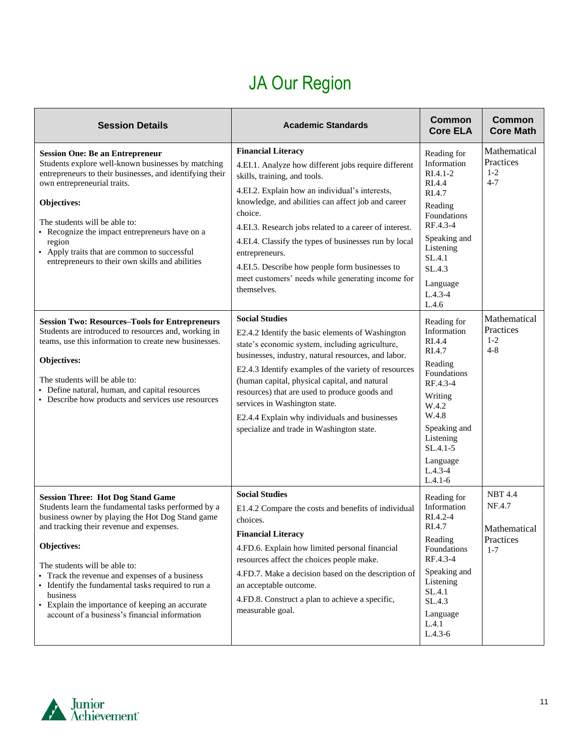# JA Our Region

| Session Details | Academic Standards | Common Core ELA | Common Core Math |
|---|---|---|---|
| **Session One: Be an Entrepreneur**<br>Students explore well-known businesses by matching entrepreneurs to their businesses, and identifying their own entrepreneurial traits.<br><br>**Objectives:**<br><br>The students will be able to:<br>▪ Recognize the impact entrepreneurs have on a region<br>▪ Apply traits that are common to successful entrepreneurs to their own skills and abilities | **Financial Literacy**<br>4.EI.1. Analyze how different jobs require different skills, training, and tools.<br>4.EI.2. Explain how an individual's interests, knowledge, and abilities can affect job and career choice.<br>4.EI.3. Research jobs related to a career of interest.<br>4.EI.4. Classify the types of businesses run by local entrepreneurs.<br>4.EI.5. Describe how people form businesses to meet customers' needs while generating income for themselves. | Reading for Information<br>RI.4.1-2<br>RI.4.4<br>RI.4.7<br>Reading Foundations<br>RF.4.3-4<br>Speaking and Listening<br>SL.4.1<br>SL.4.3<br>Language<br>L.4.3-4<br>L.4.6 | Mathematical Practices<br>1-2<br>4-7 |
| **Session Two: Resources–Tools for Entrepreneurs**<br>Students are introduced to resources and, working in teams, use this information to create new businesses.<br><br>**Objectives:**<br><br>The students will be able to:<br>▪ Define natural, human, and capital resources<br>▪ Describe how products and services use resources | **Social Studies**<br>E2.4.2 Identify the basic elements of Washington state's economic system, including agriculture, businesses, industry, natural resources, and labor.<br>E2.4.3 Identify examples of the variety of resources (human capital, physical capital, and natural resources) that are used to produce goods and services in Washington state.<br>E2.4.4 Explain why individuals and businesses specialize and trade in Washington state. | Reading for Information<br>RI.4.4<br>RI.4.7<br>Reading Foundations<br>RF.4.3-4<br>Writing<br>W.4.2<br>W.4.8<br>Speaking and Listening<br>SL.4.1-5<br>Language<br>L.4.3-4<br>L.4.1-6 | Mathematical Practices<br>1-2<br>4-8 |
| **Session Three: Hot Dog Stand Game**<br>Students learn the fundamental tasks performed by a business owner by playing the Hot Dog Stand game and tracking their revenue and expenses.<br><br>**Objectives:**<br><br>The students will be able to:<br>▪ Track the revenue and expenses of a business<br>▪ Identify the fundamental tasks required to run a business<br>▪ Explain the importance of keeping an accurate account of a business's financial information | **Social Studies**<br>E1.4.2 Compare the costs and benefits of individual choices.<br>**Financial Literacy**<br>4.FD.6. Explain how limited personal financial resources affect the choices people make.<br>4.FD.7. Make a decision based on the description of an acceptable outcome.<br>4.FD.8. Construct a plan to achieve a specific, measurable goal. | Reading for Information<br>RI.4.2-4<br>RI.4.7<br>Reading Foundations<br>RF.4.3-4<br>Speaking and Listening<br>SL.4.1<br>SL.4.3<br>Language<br>L.4.1<br>L.4.3-6 | NBT 4.4<br>NF.4.7<br><br>Mathematical Practices<br>1-7 |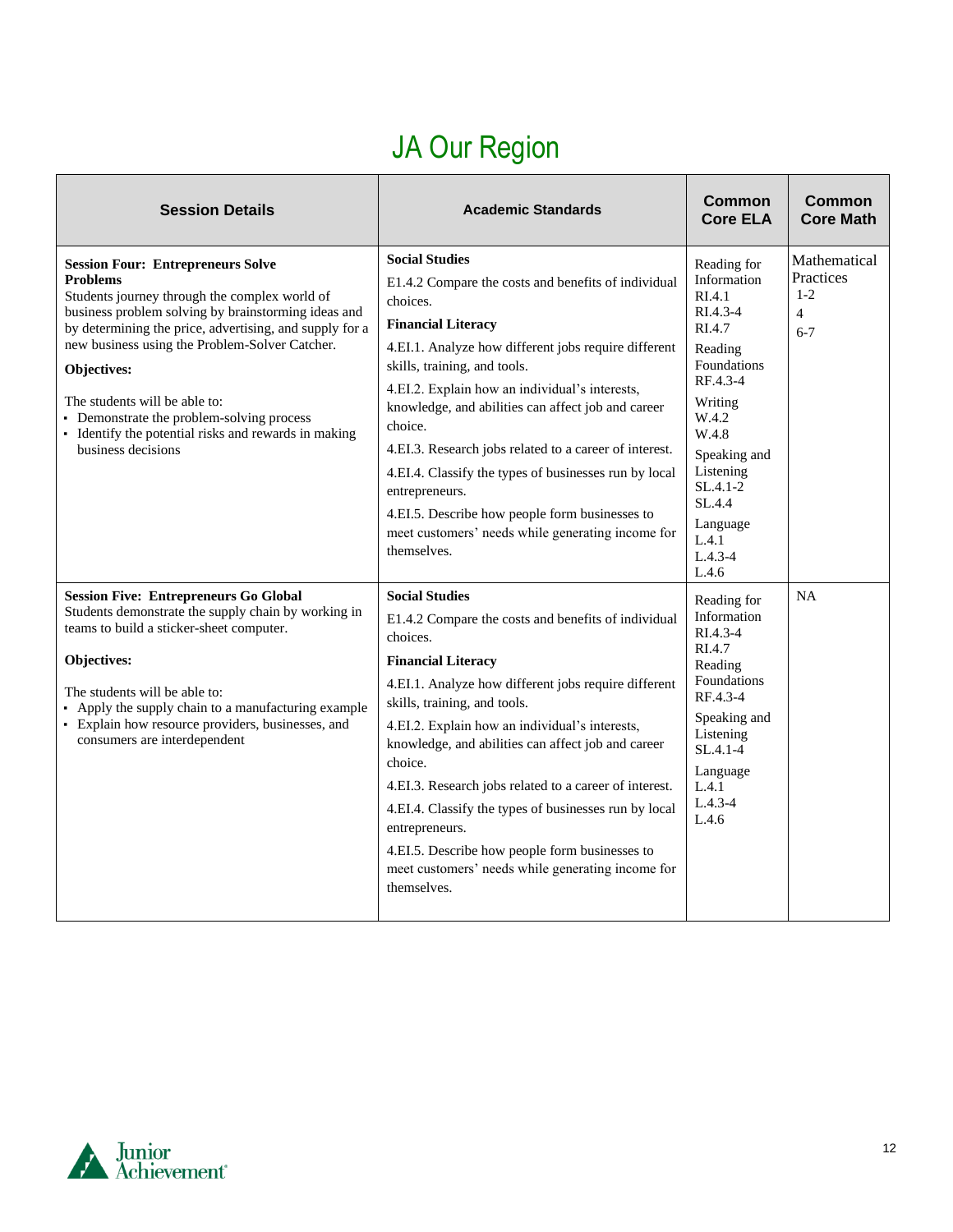# JA Our Region

| Session Details | Academic Standards | Common Core ELA | Common Core Math |
|---|---|---|---|
| **Session Four: Entrepreneurs Solve Problems**<br>Students journey through the complex world of business problem solving by brainstorming ideas and by determining the price, advertising, and supply for a new business using the Problem-Solver Catcher.<br>**Objectives:**<br>The students will be able to:<br>▪ Demonstrate the problem-solving process<br>▪ Identify the potential risks and rewards in making business decisions | **Social Studies**<br>E1.4.2 Compare the costs and benefits of individual choices.<br>**Financial Literacy**<br>4.EI.1. Analyze how different jobs require different skills, training, and tools.<br>4.EI.2. Explain how an individual's interests, knowledge, and abilities can affect job and career choice.<br>4.EI.3. Research jobs related to a career of interest.<br>4.EI.4. Classify the types of businesses run by local entrepreneurs.<br>4.EI.5. Describe how people form businesses to meet customers' needs while generating income for themselves. | Reading for Information<br>RI.4.1<br>RI.4.3-4<br>RI.4.7<br>Reading Foundations<br>RF.4.3-4<br>Writing<br>W.4.2<br>W.4.8<br>Speaking and Listening<br>SL.4.1-2<br>SL.4.4<br>Language<br>L.4.1<br>L.4.3-4<br>L.4.6 | Mathematical Practices<br>1-2<br>4<br>6-7 |
| **Session Five: Entrepreneurs Go Global**<br>Students demonstrate the supply chain by working in teams to build a sticker-sheet computer.<br>**Objectives:**<br>The students will be able to:<br>▪ Apply the supply chain to a manufacturing example<br>▪ Explain how resource providers, businesses, and consumers are interdependent | **Social Studies**<br>E1.4.2 Compare the costs and benefits of individual choices.<br>**Financial Literacy**<br>4.EI.1. Analyze how different jobs require different skills, training, and tools.<br>4.EI.2. Explain how an individual's interests, knowledge, and abilities can affect job and career choice.<br>4.EI.3. Research jobs related to a career of interest.<br>4.EI.4. Classify the types of businesses run by local entrepreneurs.<br>4.EI.5. Describe how people form businesses to meet customers' needs while generating income for themselves. | Reading for Information<br>RI.4.3-4<br>RI.4.7<br>Reading Foundations<br>RF.4.3-4<br>Speaking and Listening<br>SL.4.1-4<br>Language<br>L.4.1<br>L.4.3-4<br>L.4.6 | NA |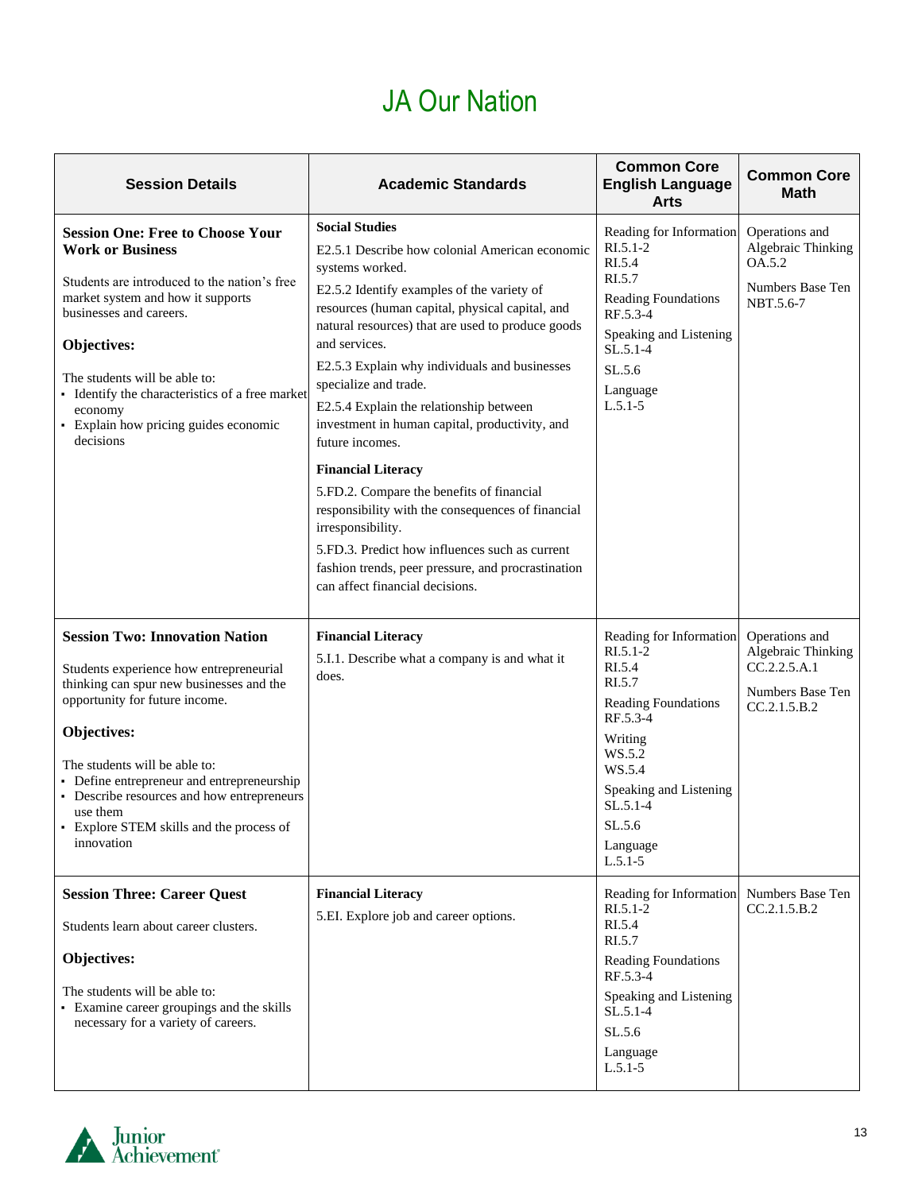# JA Our Nation

| Session Details | Academic Standards | Common Core English Language Arts | Common Core Math |
|---|---|---|---|
| **Session One: Free to Choose Your Work or Business**<br><br>Students are introduced to the nation's free market system and how it supports businesses and careers.<br><br>**Objectives:**<br><br>The students will be able to:<br>▪ Identify the characteristics of a free market economy<br>▪ Explain how pricing guides economic decisions | **Social Studies**<br>E2.5.1 Describe how colonial American economic systems worked.<br>E2.5.2 Identify examples of the variety of resources (human capital, physical capital, and natural resources) that are used to produce goods and services.<br>E2.5.3 Explain why individuals and businesses specialize and trade.<br>E2.5.4 Explain the relationship between investment in human capital, productivity, and future incomes.<br><br>**Financial Literacy**<br>5.FD.2. Compare the benefits of financial responsibility with the consequences of financial irresponsibility.<br>5.FD.3. Predict how influences such as current fashion trends, peer pressure, and procrastination can affect financial decisions. | Reading for Information<br>RI.5.1-2<br>RI.5.4<br>RI.5.7<br>Reading Foundations<br>RF.5.3-4<br>Speaking and Listening<br>SL.5.1-4<br>SL.5.6<br>Language<br>L.5.1-5 | Operations and Algebraic Thinking<br>OA.5.2<br>Numbers Base Ten<br>NBT.5.6-7 |
| **Session Two: Innovation Nation**<br><br>Students experience how entrepreneurial thinking can spur new businesses and the opportunity for future income.<br><br>**Objectives:**<br><br>The students will be able to:<br>▪ Define entrepreneur and entrepreneurship<br>▪ Describe resources and how entrepreneurs use them<br>▪ Explore STEM skills and the process of innovation | **Financial Literacy**<br>5.I.1. Describe what a company is and what it does. | Reading for Information<br>RI.5.1-2<br>RI.5.4<br>RI.5.7<br>Reading Foundations<br>RF.5.3-4<br>Writing<br>WS.5.2<br>WS.5.4<br>Speaking and Listening<br>SL.5.1-4<br>SL.5.6<br>Language<br>L.5.1-5 | Operations and Algebraic Thinking<br>CC.2.2.5.A.1<br>Numbers Base Ten<br>CC.2.1.5.B.2 |
| **Session Three: Career Quest**<br><br>Students learn about career clusters.<br><br>**Objectives:**<br><br>The students will be able to:<br>▪ Examine career groupings and the skills necessary for a variety of careers. | **Financial Literacy**<br>5.EI. Explore job and career options. | Reading for Information<br>RI.5.1-2<br>RI.5.4<br>RI.5.7<br>Reading Foundations<br>RF.5.3-4<br>Speaking and Listening<br>SL.5.1-4<br>SL.5.6<br>Language<br>L.5.1-5 | Numbers Base Ten<br>CC.2.1.5.B.2 |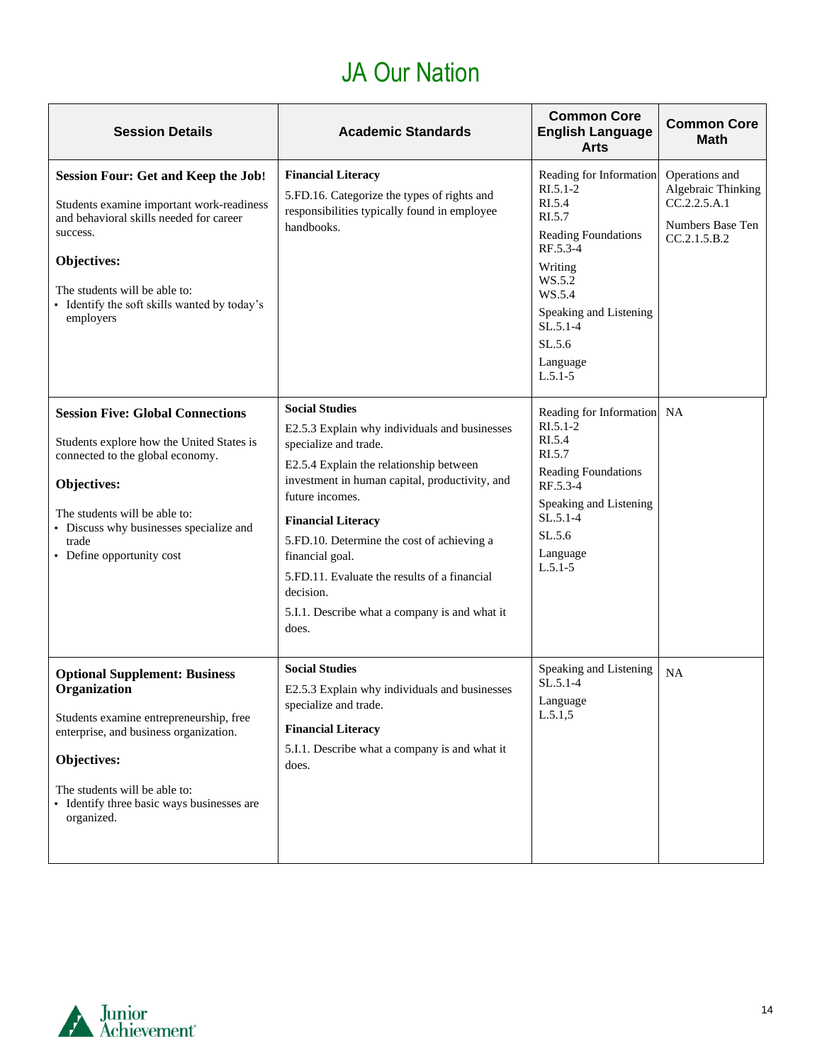# JA Our Nation

| Session Details | Academic Standards | Common Core English Language Arts | Common Core Math |
|---|---|---|---|
| **Session Four: Get and Keep the Job!**<br><br>Students examine important work-readiness and behavioral skills needed for career success.<br><br>**Objectives:**<br><br>The students will be able to:<br>▪ Identify the soft skills wanted by today's employers | **Financial Literacy**<br><br>5.FD.16. Categorize the types of rights and responsibilities typically found in employee handbooks. | Reading for Information<br>RI.5.1-2<br>RI.5.4<br>RI.5.7<br><br>Reading Foundations<br>RF.5.3-4<br><br>Writing<br>WS.5.2<br>WS.5.4<br><br>Speaking and Listening<br>SL.5.1-4<br><br>SL.5.6<br><br>Language<br>L.5.1-5 | Operations and Algebraic Thinking<br>CC.2.2.5.A.1<br><br>Numbers Base Ten<br>CC.2.1.5.B.2 |
| **Session Five: Global Connections**<br><br>Students explore how the United States is connected to the global economy.<br><br>**Objectives:**<br><br>The students will be able to:<br>▪ Discuss why businesses specialize and trade<br>▪ Define opportunity cost | **Social Studies**<br><br>E2.5.3 Explain why individuals and businesses specialize and trade.<br><br>E2.5.4 Explain the relationship between investment in human capital, productivity, and future incomes.<br><br>**Financial Literacy**<br><br>5.FD.10. Determine the cost of achieving a financial goal.<br><br>5.FD.11. Evaluate the results of a financial decision.<br><br>5.I.1. Describe what a company is and what it does. | Reading for Information<br>RI.5.1-2<br>RI.5.4<br>RI.5.7<br><br>Reading Foundations<br>RF.5.3-4<br><br>Speaking and Listening<br>SL.5.1-4<br><br>SL.5.6<br><br>Language<br>L.5.1-5 | NA |
| **Optional Supplement: Business Organization**<br><br>Students examine entrepreneurship, free enterprise, and business organization.<br><br>**Objectives:**<br><br>The students will be able to:<br>▪ Identify three basic ways businesses are organized. | **Social Studies**<br><br>E2.5.3 Explain why individuals and businesses specialize and trade.<br><br>**Financial Literacy**<br><br>5.I.1. Describe what a company is and what it does. | Speaking and Listening<br>SL.5.1-4<br><br>Language<br>L.5.1,5 | NA |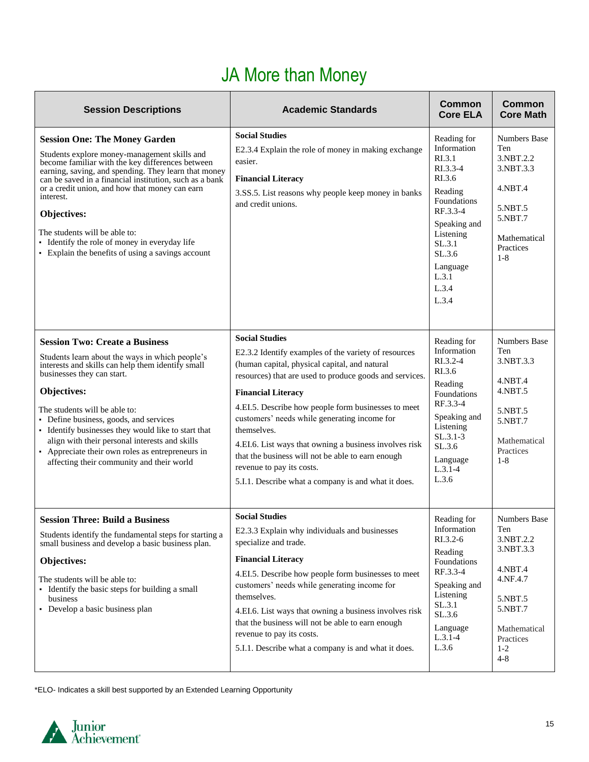# JA More than Money

| Session Descriptions | Academic Standards | Common Core ELA | Common Core Math |
|---|---|---|---|
| **Session One: The Money Garden**<br>Students explore money-management skills and become familiar with the key differences between earning, saving, and spending. They learn that money can be saved in a financial institution, such as a bank or a credit union, and how that money can earn interest.<br>**Objectives:**<br>The students will be able to:<br>▪ Identify the role of money in everyday life<br>▪ Explain the benefits of using a savings account | **Social Studies**<br>E2.3.4 Explain the role of money in making exchange easier.<br>**Financial Literacy**<br>3.SS.5. List reasons why people keep money in banks and credit unions. | Reading for Information<br>RI.3.1<br>RI.3.3-4<br>RI.3.6<br>Reading Foundations<br>RF.3.3-4<br>Speaking and Listening<br>SL.3.1<br>SL.3.6<br>Language<br>L.3.1<br>L.3.4<br>L.3.4 | Numbers Base Ten<br>3.NBT.2.2<br>3.NBT.3.3<br>4.NBT.4<br>5.NBT.5<br>5.NBT.7<br>Mathematical Practices<br>1-8 |
| **Session Two: Create a Business**<br>Students learn about the ways in which people's interests and skills can help them identify small businesses they can start.<br>**Objectives:**<br>The students will be able to:<br>▪ Define business, goods, and services<br>▪ Identify businesses they would like to start that align with their personal interests and skills<br>▪ Appreciate their own roles as entrepreneurs in affecting their community and their world | **Social Studies**<br>E2.3.2 Identify examples of the variety of resources (human capital, physical capital, and natural resources) that are used to produce goods and services.<br>**Financial Literacy**<br>4.EI.5. Describe how people form businesses to meet customers' needs while generating income for themselves.<br>4.EI.6. List ways that owning a business involves risk that the business will not be able to earn enough revenue to pay its costs.<br>5.I.1. Describe what a company is and what it does. | Reading for Information<br>RI.3.2-4<br>RI.3.6<br>Reading Foundations<br>RF.3.3-4<br>Speaking and Listening<br>SL.3.1-3<br>SL.3.6<br>Language<br>L.3.1-4<br>L.3.6 | Numbers Base Ten<br>3.NBT.3.3<br>4.NBT.4<br>4.NBT.5<br>5.NBT.5<br>5.NBT.7<br>Mathematical Practices<br>1-8 |
| **Session Three: Build a Business**<br>Students identify the fundamental steps for starting a small business and develop a basic business plan.<br>**Objectives:**<br>The students will be able to:<br>▪ Identify the basic steps for building a small business<br>▪ Develop a basic business plan | **Social Studies**<br>E2.3.3 Explain why individuals and businesses specialize and trade.<br>**Financial Literacy**<br>4.EI.5. Describe how people form businesses to meet customers' needs while generating income for themselves.<br>4.EI.6. List ways that owning a business involves risk that the business will not be able to earn enough revenue to pay its costs.<br>5.I.1. Describe what a company is and what it does. | Reading for Information<br>RI.3.2-6<br>Reading Foundations<br>RF.3.3-4<br>Speaking and Listening<br>SL.3.1<br>SL.3.6<br>Language<br>L.3.1-4<br>L.3.6 | Numbers Base Ten<br>3.NBT.2.2<br>3.NBT.3.3<br>4.NBT.4<br>4.NF.4.7<br>5.NBT.5<br>5.NBT.7<br>Mathematical Practices<br>1-2<br>4-8 |

*ELO- Indicates a skill best supported by an Extended Learning Opportunity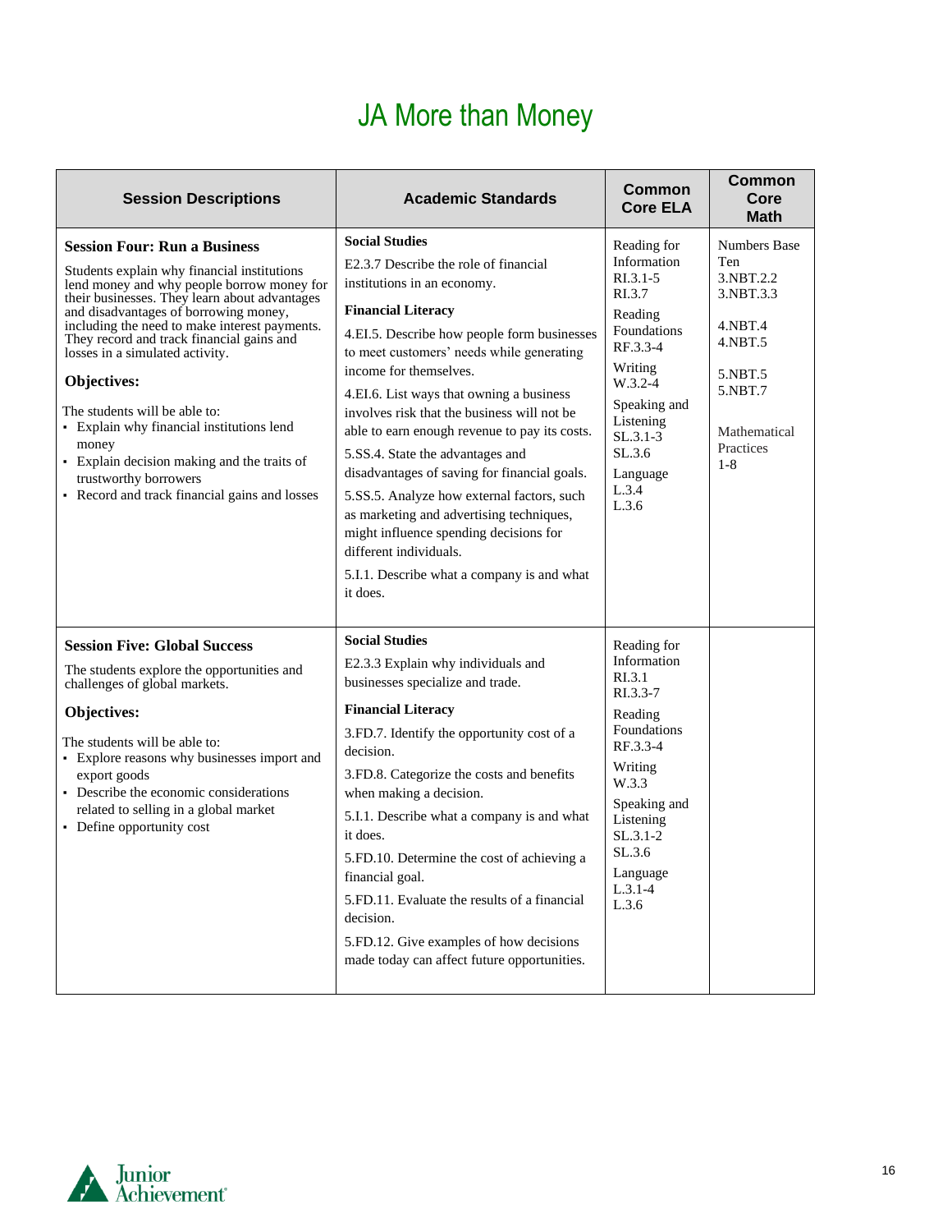# JA More than Money

| Session Descriptions | Academic Standards | Common Core ELA | Common Core Math |
|---|---|---|---|
| **Session Four: Run a Business**<br><br>Students explain why financial institutions lend money and why people borrow money for their businesses. They learn about advantages and disadvantages of borrowing money, including the need to make interest payments. They record and track financial gains and losses in a simulated activity.<br><br>**Objectives:**<br><br>The students will be able to:<br>▪ Explain why financial institutions lend money<br>▪ Explain decision making and the traits of trustworthy borrowers<br>▪ Record and track financial gains and losses | **Social Studies**<br>E2.3.7 Describe the role of financial institutions in an economy.<br><br>**Financial Literacy**<br>4.EI.5. Describe how people form businesses to meet customers' needs while generating income for themselves.<br><br>4.EI.6. List ways that owning a business involves risk that the business will not be able to earn enough revenue to pay its costs.<br><br>5.SS.4. State the advantages and disadvantages of saving for financial goals.<br><br>5.SS.5. Analyze how external factors, such as marketing and advertising techniques, might influence spending decisions for different individuals.<br><br>5.I.1. Describe what a company is and what it does. | Reading for Information<br>RI.3.1-5<br>RI.3.7<br><br>Reading Foundations<br>RF.3.3-4<br><br>Writing<br>W.3.2-4<br><br>Speaking and Listening<br>SL.3.1-3<br>SL.3.6<br><br>Language<br>L.3.4<br>L.3.6 | Numbers Base Ten<br>3.NBT.2.2<br>3.NBT.3.3<br><br>4.NBT.4<br>4.NBT.5<br><br>5.NBT.5<br>5.NBT.7<br><br>Mathematical Practices<br>1-8 |
| **Session Five: Global Success**<br><br>The students explore the opportunities and challenges of global markets.<br><br>**Objectives:**<br><br>The students will be able to:<br>▪ Explore reasons why businesses import and export goods<br>▪ Describe the economic considerations related to selling in a global market<br>▪ Define opportunity cost | **Social Studies**<br>E2.3.3 Explain why individuals and businesses specialize and trade.<br><br>**Financial Literacy**<br>3.FD.7. Identify the opportunity cost of a decision.<br><br>3.FD.8. Categorize the costs and benefits when making a decision.<br><br>5.I.1. Describe what a company is and what it does.<br><br>5.FD.10. Determine the cost of achieving a financial goal.<br><br>5.FD.11. Evaluate the results of a financial decision.<br><br>5.FD.12. Give examples of how decisions made today can affect future opportunities. | Reading for Information<br>RI.3.1<br>RI.3.3-7<br><br>Reading Foundations<br>RF.3.3-4<br><br>Writing<br>W.3.3<br><br>Speaking and Listening<br>SL.3.1-2<br>SL.3.6<br><br>Language<br>L.3.1-4<br>L.3.6 | |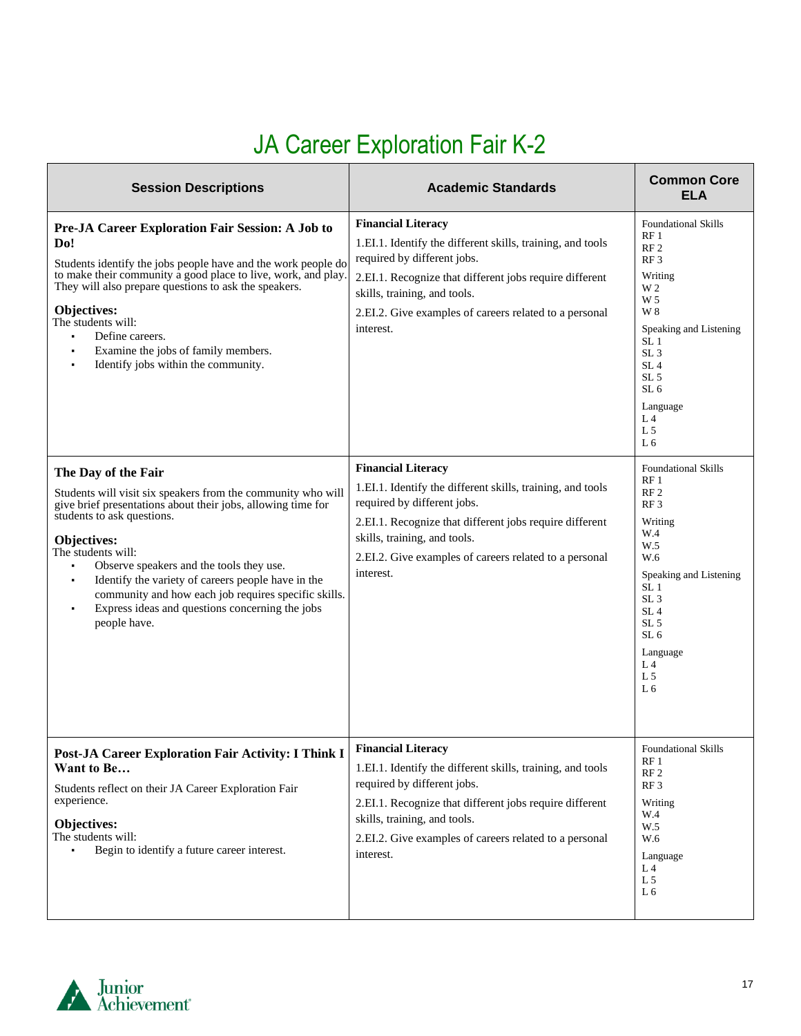# JA Career Exploration Fair K-2

| Session Descriptions | Academic Standards | Common Core ELA |
|---|---|---|
| **Pre-JA Career Exploration Fair Session: A Job to Do!**<br><br>Students identify the jobs people have and the work people do to make their community a good place to live, work, and play. They will also prepare questions to ask the speakers.<br><br>**Objectives:**<br>The students will:<br>▪ Define careers.<br>▪ Examine the jobs of family members.<br>▪ Identify jobs within the community. | **Financial Literacy**<br>1.EI.1. Identify the different skills, training, and tools required by different jobs.<br>2.EI.1. Recognize that different jobs require different skills, training, and tools.<br>2.EI.2. Give examples of careers related to a personal interest. | Foundational Skills<br>RF 1<br>RF 2<br>RF 3<br>Writing<br>W 2<br>W 5<br>W 8<br>Speaking and Listening<br>SL 1<br>SL 3<br>SL 4<br>SL 5<br>SL 6<br>Language<br>L 4<br>L 5<br>L 6 |
| **The Day of the Fair**<br><br>Students will visit six speakers from the community who will give brief presentations about their jobs, allowing time for students to ask questions.<br><br>**Objectives:**<br>The students will:<br>▪ Observe speakers and the tools they use.<br>▪ Identify the variety of careers people have in the community and how each job requires specific skills.<br>▪ Express ideas and questions concerning the jobs people have. | **Financial Literacy**<br>1.EI.1. Identify the different skills, training, and tools required by different jobs.<br>2.EI.1. Recognize that different jobs require different skills, training, and tools.<br>2.EI.2. Give examples of careers related to a personal interest. | Foundational Skills<br>RF 1<br>RF 2<br>RF 3<br>Writing<br>W.4<br>W.5<br>W.6<br>Speaking and Listening<br>SL 1<br>SL 3<br>SL 4<br>SL 5<br>SL 6<br>Language<br>L 4<br>L 5<br>L 6 |
| **Post-JA Career Exploration Fair Activity: I Think I Want to Be…**<br><br>Students reflect on their JA Career Exploration Fair experience.<br><br>**Objectives:**<br>The students will:<br>▪ Begin to identify a future career interest. | **Financial Literacy**<br>1.EI.1. Identify the different skills, training, and tools required by different jobs.<br>2.EI.1. Recognize that different jobs require different skills, training, and tools.<br>2.EI.2. Give examples of careers related to a personal interest. | Foundational Skills<br>RF 1<br>RF 2<br>RF 3<br>Writing<br>W.4<br>W.5<br>W.6<br>Language<br>L 4<br>L 5<br>L 6 |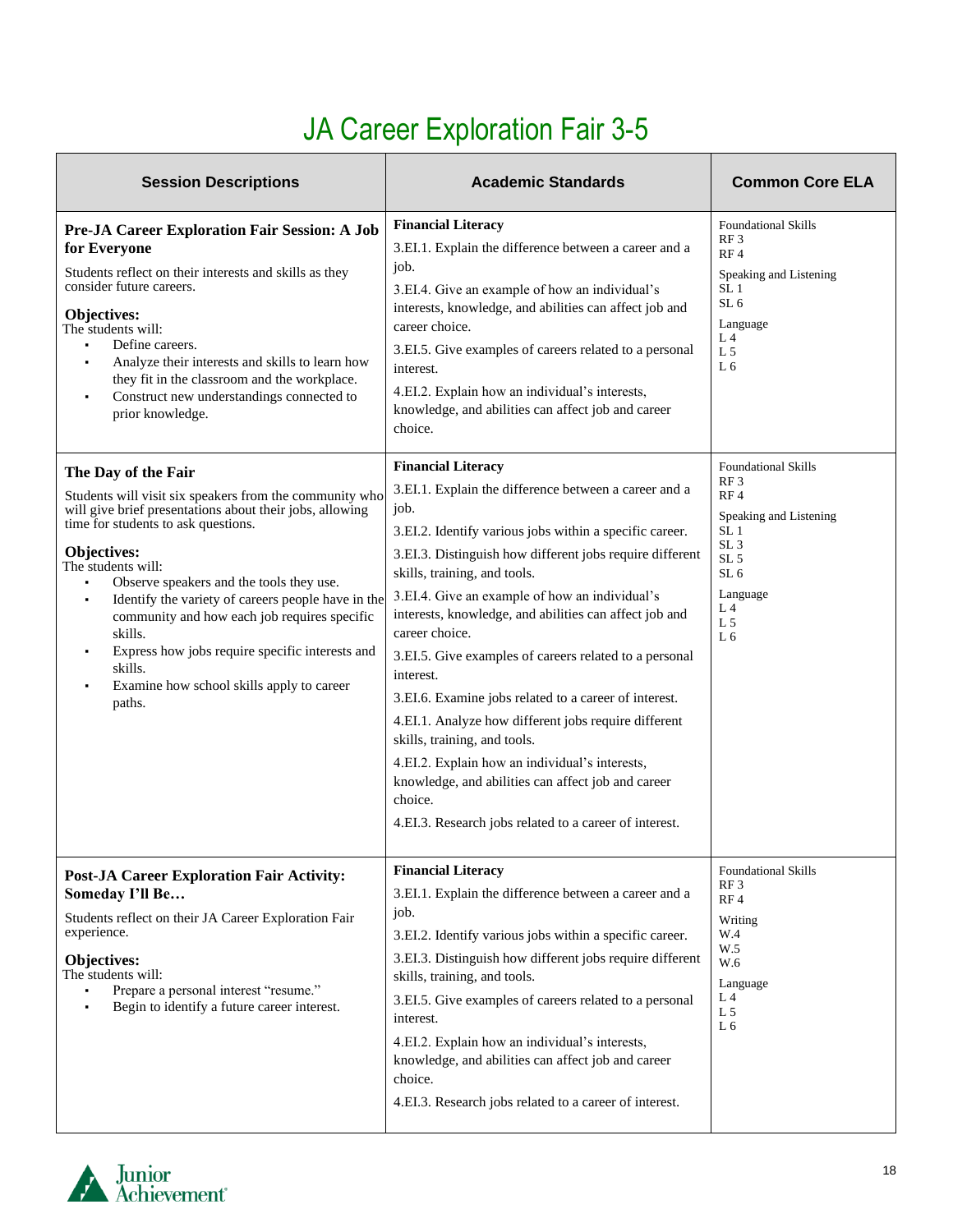# JA Career Exploration Fair 3-5

| Session Descriptions | Academic Standards | Common Core ELA |
|---|---|---|
| **Pre-JA Career Exploration Fair Session: A Job for Everyone**<br><br>Students reflect on their interests and skills as they consider future careers.<br><br>**Objectives:**<br>The students will:<br>▪ Define careers.<br>▪ Analyze their interests and skills to learn how they fit in the classroom and the workplace.<br>▪ Construct new understandings connected to prior knowledge. | **Financial Literacy**<br>3.EI.1. Explain the difference between a career and a job.<br>3.EI.4. Give an example of how an individual's interests, knowledge, and abilities can affect job and career choice.<br>3.EI.5. Give examples of careers related to a personal interest.<br>4.EI.2. Explain how an individual's interests, knowledge, and abilities can affect job and career choice. | Foundational Skills<br>RF 3<br>RF 4<br><br>Speaking and Listening<br>SL 1<br>SL 6<br><br>Language<br>L 4<br>L 5<br>L 6 |
| **The Day of the Fair**<br><br>Students will visit six speakers from the community who will give brief presentations about their jobs, allowing time for students to ask questions.<br><br>**Objectives:**<br>The students will:<br>▪ Observe speakers and the tools they use.<br>▪ Identify the variety of careers people have in the community and how each job requires specific skills.<br>▪ Express how jobs require specific interests and skills.<br>▪ Examine how school skills apply to career paths. | **Financial Literacy**<br>3.EI.1. Explain the difference between a career and a job.<br>3.EI.2. Identify various jobs within a specific career.<br>3.EI.3. Distinguish how different jobs require different skills, training, and tools.<br>3.EI.4. Give an example of how an individual's interests, knowledge, and abilities can affect job and career choice.<br>3.EI.5. Give examples of careers related to a personal interest.<br>3.EI.6. Examine jobs related to a career of interest.<br>4.EI.1. Analyze how different jobs require different skills, training, and tools.<br>4.EI.2. Explain how an individual's interests, knowledge, and abilities can affect job and career choice.<br>4.EI.3. Research jobs related to a career of interest. | Foundational Skills<br>RF 3<br>RF 4<br><br>Speaking and Listening<br>SL 1<br>SL 3<br>SL 5<br>SL 6<br><br>Language<br>L 4<br>L 5<br>L 6 |
| **Post-JA Career Exploration Fair Activity: Someday I'll Be…**<br><br>Students reflect on their JA Career Exploration Fair experience.<br><br>**Objectives:**<br>The students will:<br>▪ Prepare a personal interest "resume."<br>▪ Begin to identify a future career interest. | **Financial Literacy**<br>3.EI.1. Explain the difference between a career and a job.<br>3.EI.2. Identify various jobs within a specific career.<br>3.EI.3. Distinguish how different jobs require different skills, training, and tools.<br>3.EI.5. Give examples of careers related to a personal interest.<br>4.EI.2. Explain how an individual's interests, knowledge, and abilities can affect job and career choice.<br>4.EI.3. Research jobs related to a career of interest. | Foundational Skills<br>RF 3<br>RF 4<br><br>Writing<br>W.4<br>W.5<br>W.6<br><br>Language<br>L 4<br>L 5<br>L 6 |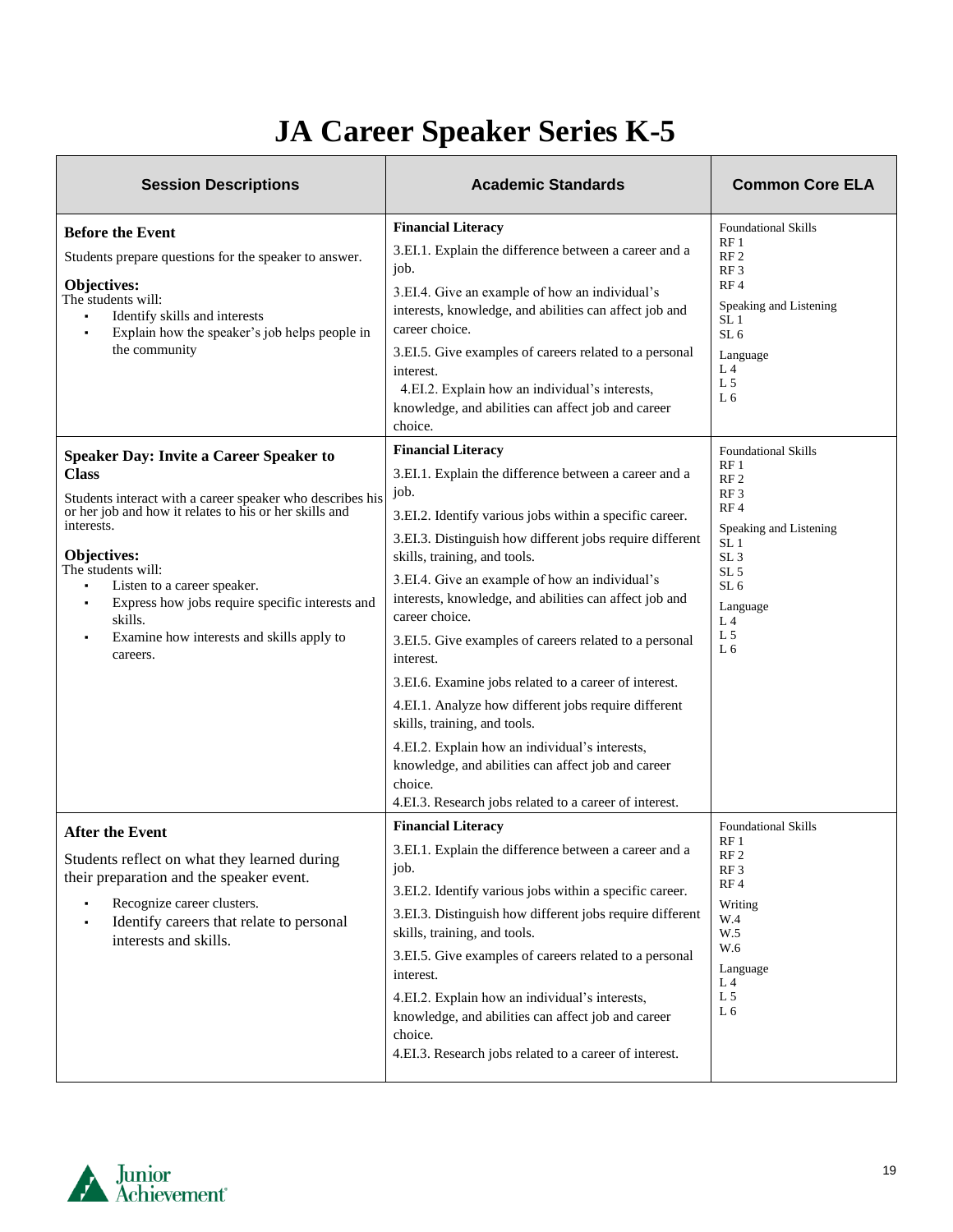# JA Career Speaker Series K-5

| Session Descriptions | Academic Standards | Common Core ELA |
|---|---|---|
| **Before the Event**<br>Students prepare questions for the speaker to answer.<br>**Objectives:**<br>The students will:<br>▪ Identify skills and interests<br>▪ Explain how the speaker's job helps people in the community | **Financial Literacy**<br>3.EI.1. Explain the difference between a career and a job.<br>3.EI.4. Give an example of how an individual's interests, knowledge, and abilities can affect job and career choice.<br>3.EI.5. Give examples of careers related to a personal interest.<br>4.EI.2. Explain how an individual's interests, knowledge, and abilities can affect job and career choice. | Foundational Skills<br>RF 1<br>RF 2<br>RF 3<br>RF 4<br>Speaking and Listening<br>SL 1<br>SL 6<br>Language<br>L 4<br>L 5<br>L 6 |
| **Speaker Day: Invite a Career Speaker to Class**<br>Students interact with a career speaker who describes his or her job and how it relates to his or her skills and interests.<br>**Objectives:**<br>The students will:<br>▪ Listen to a career speaker.<br>▪ Express how jobs require specific interests and skills.<br>▪ Examine how interests and skills apply to careers. | **Financial Literacy**<br>3.EI.1. Explain the difference between a career and a job.<br>3.EI.2. Identify various jobs within a specific career.<br>3.EI.3. Distinguish how different jobs require different skills, training, and tools.<br>3.EI.4. Give an example of how an individual's interests, knowledge, and abilities can affect job and career choice.<br>3.EI.5. Give examples of careers related to a personal interest.<br>3.EI.6. Examine jobs related to a career of interest.<br>4.EI.1. Analyze how different jobs require different skills, training, and tools.<br>4.EI.2. Explain how an individual's interests, knowledge, and abilities can affect job and career choice.<br>4.EI.3. Research jobs related to a career of interest. | Foundational Skills<br>RF 1<br>RF 2<br>RF 3<br>RF 4<br>Speaking and Listening<br>SL 1<br>SL 3<br>SL 5<br>SL 6<br>Language<br>L 4<br>L 5<br>L 6 |
| **After the Event**<br>Students reflect on what they learned during their preparation and the speaker event.<br>▪ Recognize career clusters.<br>▪ Identify careers that relate to personal interests and skills. | **Financial Literacy**<br>3.EI.1. Explain the difference between a career and a job.<br>3.EI.2. Identify various jobs within a specific career.<br>3.EI.3. Distinguish how different jobs require different skills, training, and tools.<br>3.EI.5. Give examples of careers related to a personal interest.<br>4.EI.2. Explain how an individual's interests, knowledge, and abilities can affect job and career choice.<br>4.EI.3. Research jobs related to a career of interest. | Foundational Skills<br>RF 1<br>RF 2<br>RF 3<br>RF 4<br>Writing<br>W.4<br>W.5<br>W.6<br>Language<br>L 4<br>L 5<br>L 6 |